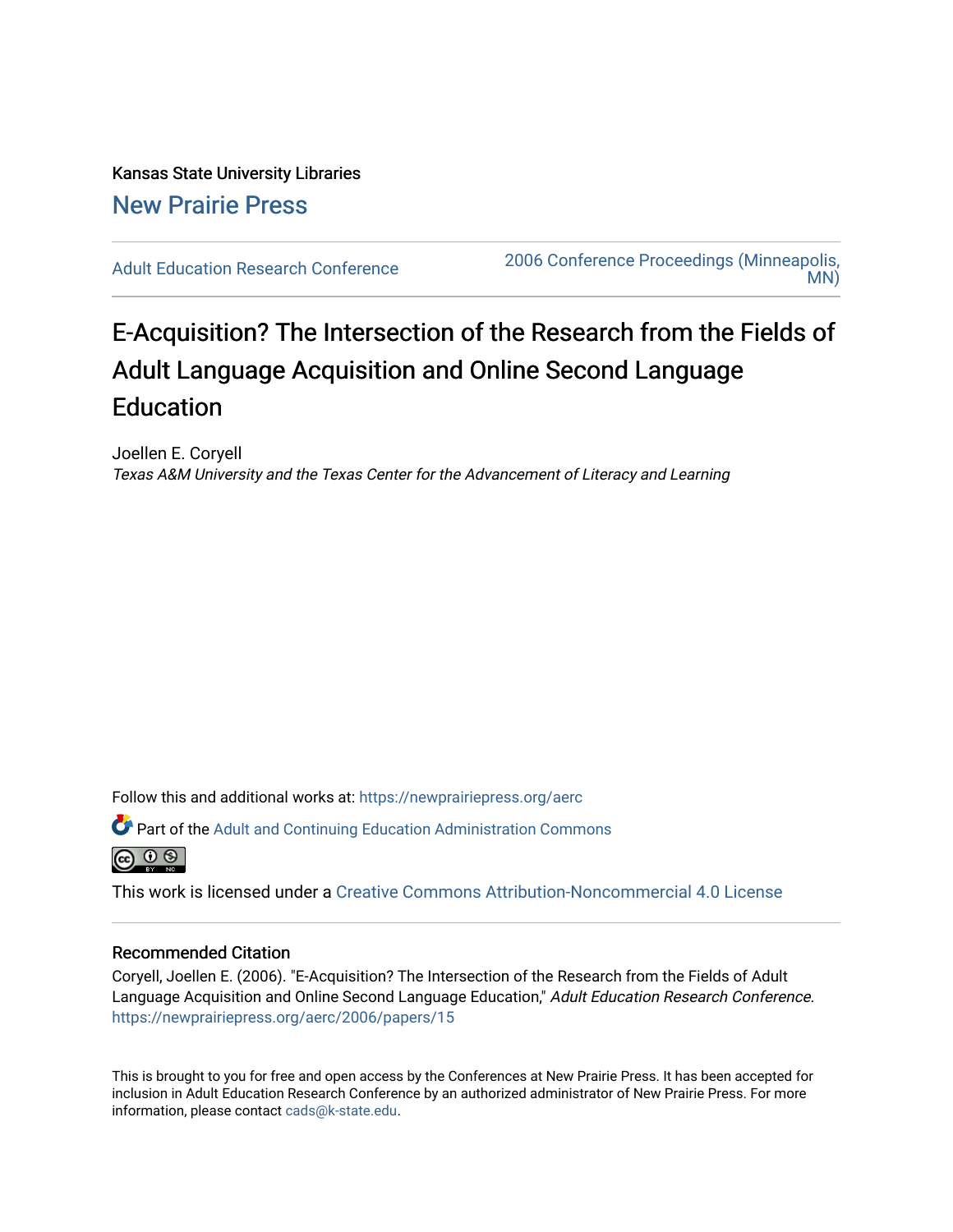Kansas State University Libraries

New Prairie Press

Adult Education Research Conference

2006 Conference Proceedings (Minneapolis, MN)

# E-Acquisition? The Intersection of the Research from the Fields of Adult Language Acquisition and Online Second Language Education

Joellen E. Coryell

*Texas A&M University and the Texas Center for the Advancement of Literacy and Learning*

Follow this and additional works at: https://newprairiepress.org/aerc

Part of the Adult and Continuing Education Administration Commons

This work is licensed under a Creative Commons Attribution-Noncommercial 4.0 License

## Recommended Citation

Coryell, Joellen E. (2006). "E-Acquisition? The Intersection of the Research from the Fields of Adult Language Acquisition and Online Second Language Education," *Adult Education Research Conference*. https://newprairiepress.org/aerc/2006/papers/15

This is brought to you for free and open access by the Conferences at New Prairie Press. It has been accepted for inclusion in Adult Education Research Conference by an authorized administrator of New Prairie Press. For more information, please contact cads@k-state.edu.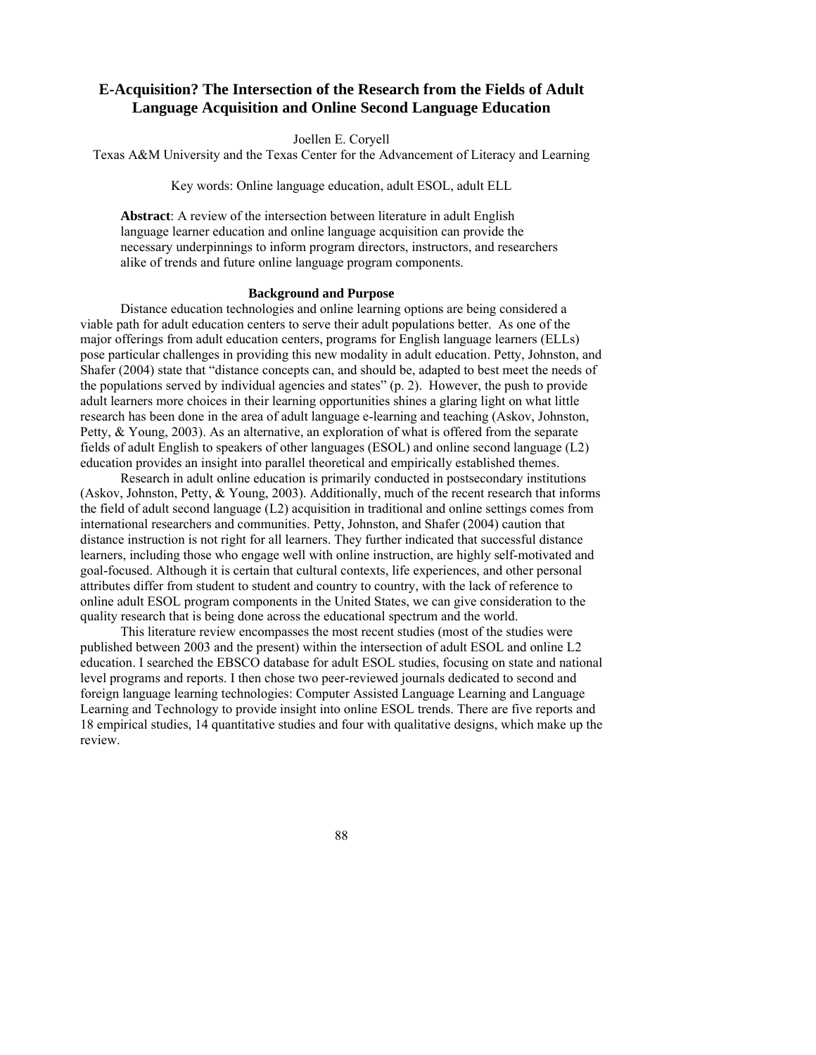# E-Acquisition? The Intersection of the Research from the Fields of Adult Language Acquisition and Online Second Language Education

Joellen E. Coryell
Texas A&M University and the Texas Center for the Advancement of Literacy and Learning

Key words: Online language education, adult ESOL, adult ELL

**Abstract**: A review of the intersection between literature in adult English language learner education and online language acquisition can provide the necessary underpinnings to inform program directors, instructors, and researchers alike of trends and future online language program components.

## Background and Purpose

Distance education technologies and online learning options are being considered a viable path for adult education centers to serve their adult populations better. As one of the major offerings from adult education centers, programs for English language learners (ELLs) pose particular challenges in providing this new modality in adult education. Petty, Johnston, and Shafer (2004) state that "distance concepts can, and should be, adapted to best meet the needs of the populations served by individual agencies and states" (p. 2). However, the push to provide adult learners more choices in their learning opportunities shines a glaring light on what little research has been done in the area of adult language e-learning and teaching (Askov, Johnston, Petty, & Young, 2003). As an alternative, an exploration of what is offered from the separate fields of adult English to speakers of other languages (ESOL) and online second language (L2) education provides an insight into parallel theoretical and empirically established themes.

Research in adult online education is primarily conducted in postsecondary institutions (Askov, Johnston, Petty, & Young, 2003). Additionally, much of the recent research that informs the field of adult second language (L2) acquisition in traditional and online settings comes from international researchers and communities. Petty, Johnston, and Shafer (2004) caution that distance instruction is not right for all learners. They further indicated that successful distance learners, including those who engage well with online instruction, are highly self-motivated and goal-focused. Although it is certain that cultural contexts, life experiences, and other personal attributes differ from student to student and country to country, with the lack of reference to online adult ESOL program components in the United States, we can give consideration to the quality research that is being done across the educational spectrum and the world.

This literature review encompasses the most recent studies (most of the studies were published between 2003 and the present) within the intersection of adult ESOL and online L2 education. I searched the EBSCO database for adult ESOL studies, focusing on state and national level programs and reports. I then chose two peer-reviewed journals dedicated to second and foreign language learning technologies: Computer Assisted Language Learning and Language Learning and Technology to provide insight into online ESOL trends. There are five reports and 18 empirical studies, 14 quantitative studies and four with qualitative designs, which make up the review.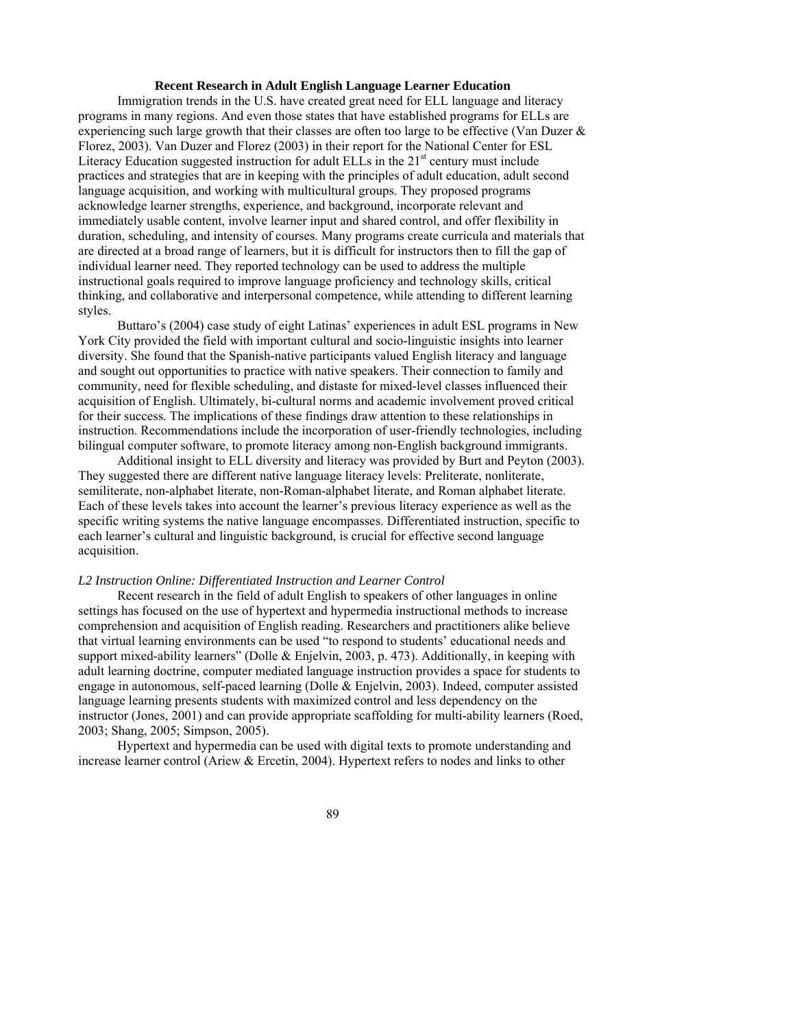## Recent Research in Adult English Language Learner Education

Immigration trends in the U.S. have created great need for ELL language and literacy programs in many regions. And even those states that have established programs for ELLs are experiencing such large growth that their classes are often too large to be effective (Van Duzer & Florez, 2003). Van Duzer and Florez (2003) in their report for the National Center for ESL Literacy Education suggested instruction for adult ELLs in the 21st century must include practices and strategies that are in keeping with the principles of adult education, adult second language acquisition, and working with multicultural groups. They proposed programs acknowledge learner strengths, experience, and background, incorporate relevant and immediately usable content, involve learner input and shared control, and offer flexibility in duration, scheduling, and intensity of courses. Many programs create curricula and materials that are directed at a broad range of learners, but it is difficult for instructors then to fill the gap of individual learner need. They reported technology can be used to address the multiple instructional goals required to improve language proficiency and technology skills, critical thinking, and collaborative and interpersonal competence, while attending to different learning styles.

Buttaro's (2004) case study of eight Latinas' experiences in adult ESL programs in New York City provided the field with important cultural and socio-linguistic insights into learner diversity. She found that the Spanish-native participants valued English literacy and language and sought out opportunities to practice with native speakers. Their connection to family and community, need for flexible scheduling, and distaste for mixed-level classes influenced their acquisition of English. Ultimately, bi-cultural norms and academic involvement proved critical for their success. The implications of these findings draw attention to these relationships in instruction. Recommendations include the incorporation of user-friendly technologies, including bilingual computer software, to promote literacy among non-English background immigrants.

Additional insight to ELL diversity and literacy was provided by Burt and Peyton (2003). They suggested there are different native language literacy levels: Preliterate, nonliterate, semiliterate, non-alphabet literate, non-Roman-alphabet literate, and Roman alphabet literate. Each of these levels takes into account the learner's previous literacy experience as well as the specific writing systems the native language encompasses. Differentiated instruction, specific to each learner's cultural and linguistic background, is crucial for effective second language acquisition.

### *L2 Instruction Online: Differentiated Instruction and Learner Control*

Recent research in the field of adult English to speakers of other languages in online settings has focused on the use of hypertext and hypermedia instructional methods to increase comprehension and acquisition of English reading. Researchers and practitioners alike believe that virtual learning environments can be used "to respond to students' educational needs and support mixed-ability learners" (Dolle & Enjelvin, 2003, p. 473). Additionally, in keeping with adult learning doctrine, computer mediated language instruction provides a space for students to engage in autonomous, self-paced learning (Dolle & Enjelvin, 2003). Indeed, computer assisted language learning presents students with maximized control and less dependency on the instructor (Jones, 2001) and can provide appropriate scaffolding for multi-ability learners (Roed, 2003; Shang, 2005; Simpson, 2005).

Hypertext and hypermedia can be used with digital texts to promote understanding and increase learner control (Ariew & Ercetin, 2004). Hypertext refers to nodes and links to other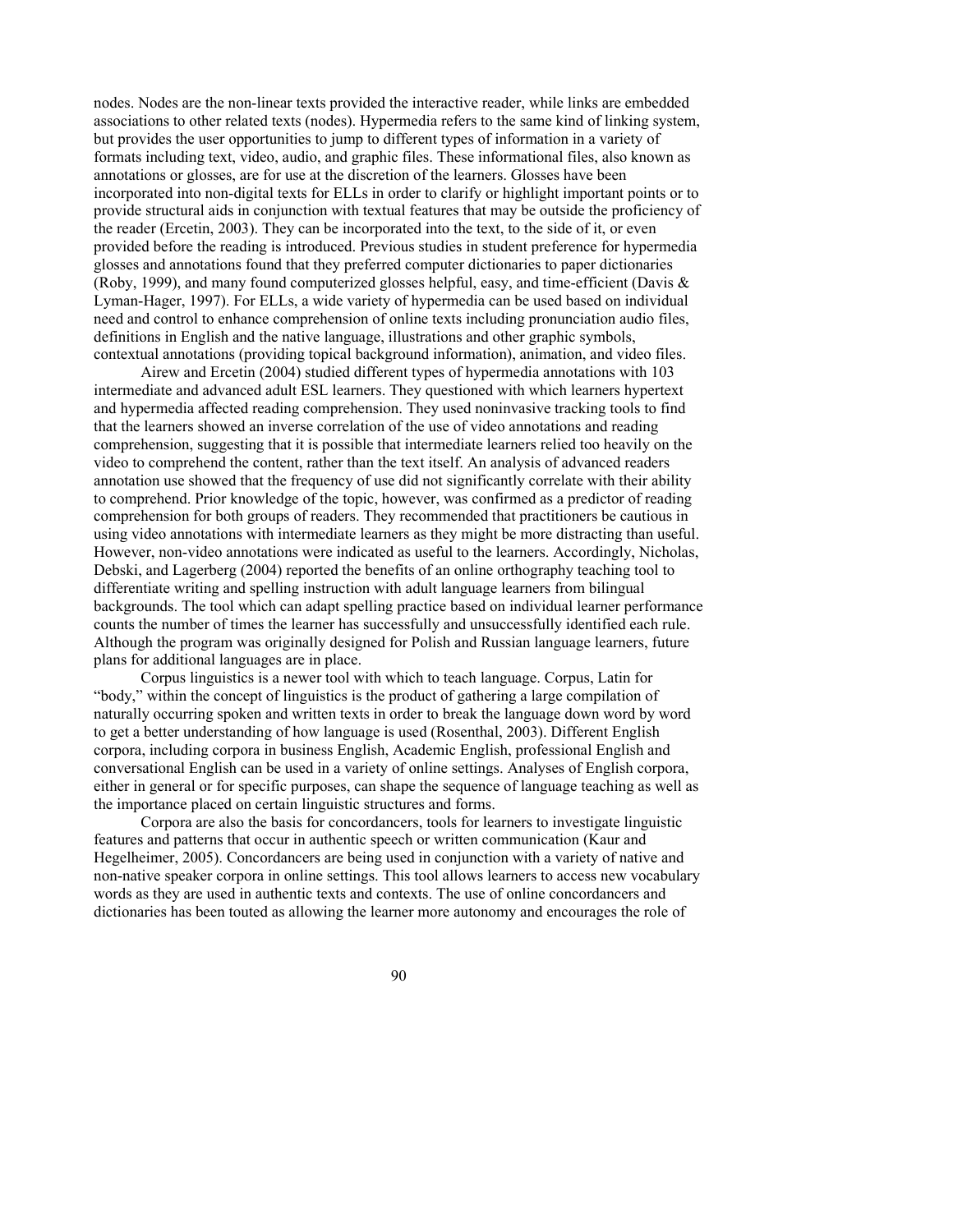nodes. Nodes are the non-linear texts provided the interactive reader, while links are embedded associations to other related texts (nodes). Hypermedia refers to the same kind of linking system, but provides the user opportunities to jump to different types of information in a variety of formats including text, video, audio, and graphic files. These informational files, also known as annotations or glosses, are for use at the discretion of the learners. Glosses have been incorporated into non-digital texts for ELLs in order to clarify or highlight important points or to provide structural aids in conjunction with textual features that may be outside the proficiency of the reader (Ercetin, 2003). They can be incorporated into the text, to the side of it, or even provided before the reading is introduced. Previous studies in student preference for hypermedia glosses and annotations found that they preferred computer dictionaries to paper dictionaries (Roby, 1999), and many found computerized glosses helpful, easy, and time-efficient (Davis & Lyman-Hager, 1997). For ELLs, a wide variety of hypermedia can be used based on individual need and control to enhance comprehension of online texts including pronunciation audio files, definitions in English and the native language, illustrations and other graphic symbols, contextual annotations (providing topical background information), animation, and video files.

Airew and Ercetin (2004) studied different types of hypermedia annotations with 103 intermediate and advanced adult ESL learners. They questioned with which learners hypertext and hypermedia affected reading comprehension. They used noninvasive tracking tools to find that the learners showed an inverse correlation of the use of video annotations and reading comprehension, suggesting that it is possible that intermediate learners relied too heavily on the video to comprehend the content, rather than the text itself. An analysis of advanced readers annotation use showed that the frequency of use did not significantly correlate with their ability to comprehend. Prior knowledge of the topic, however, was confirmed as a predictor of reading comprehension for both groups of readers. They recommended that practitioners be cautious in using video annotations with intermediate learners as they might be more distracting than useful. However, non-video annotations were indicated as useful to the learners. Accordingly, Nicholas, Debski, and Lagerberg (2004) reported the benefits of an online orthography teaching tool to differentiate writing and spelling instruction with adult language learners from bilingual backgrounds. The tool which can adapt spelling practice based on individual learner performance counts the number of times the learner has successfully and unsuccessfully identified each rule. Although the program was originally designed for Polish and Russian language learners, future plans for additional languages are in place.

Corpus linguistics is a newer tool with which to teach language. Corpus, Latin for "body," within the concept of linguistics is the product of gathering a large compilation of naturally occurring spoken and written texts in order to break the language down word by word to get a better understanding of how language is used (Rosenthal, 2003). Different English corpora, including corpora in business English, Academic English, professional English and conversational English can be used in a variety of online settings. Analyses of English corpora, either in general or for specific purposes, can shape the sequence of language teaching as well as the importance placed on certain linguistic structures and forms.

Corpora are also the basis for concordancers, tools for learners to investigate linguistic features and patterns that occur in authentic speech or written communication (Kaur and Hegelheimer, 2005). Concordancers are being used in conjunction with a variety of native and non-native speaker corpora in online settings. This tool allows learners to access new vocabulary words as they are used in authentic texts and contexts. The use of online concordancers and dictionaries has been touted as allowing the learner more autonomy and encourages the role of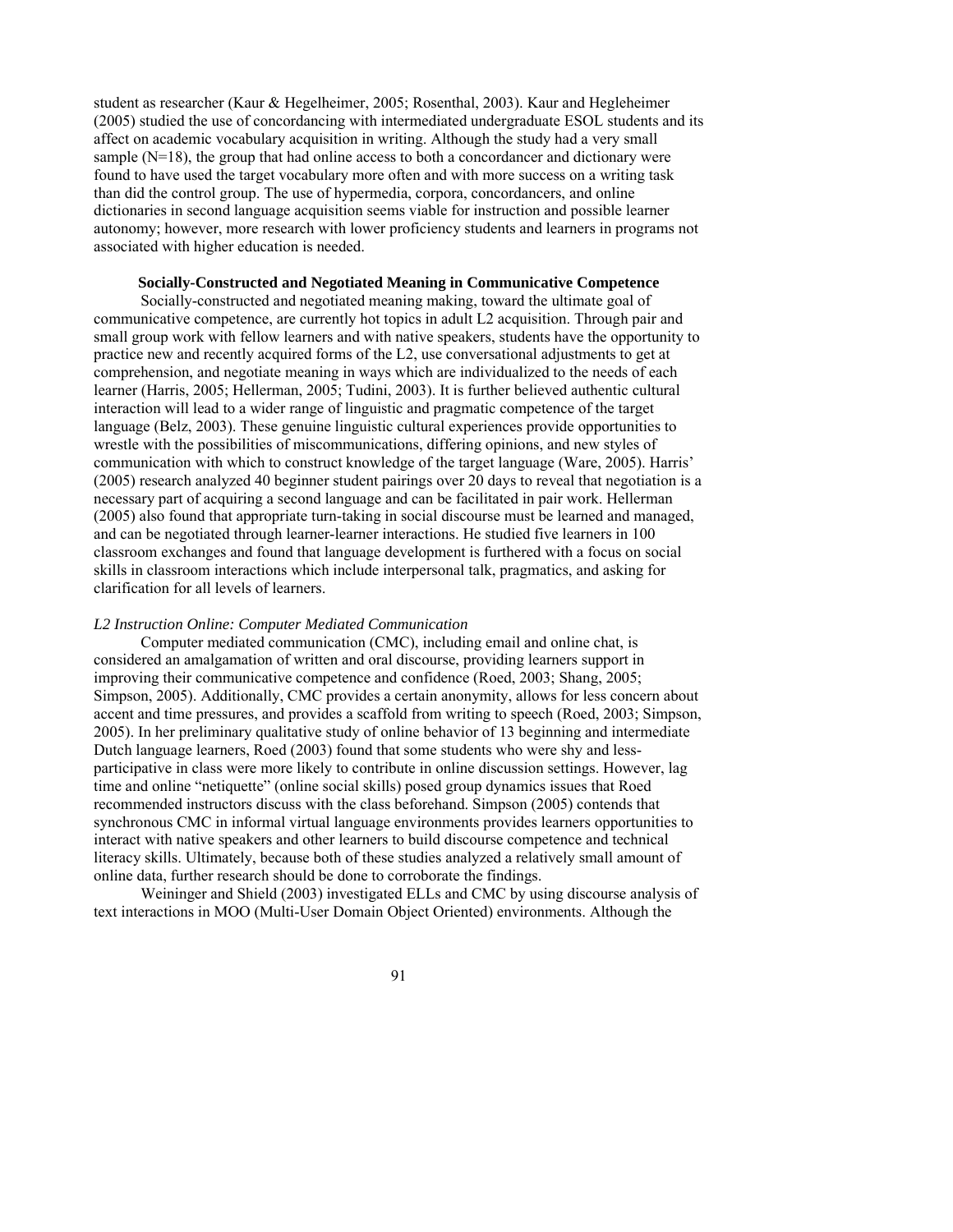student as researcher (Kaur & Hegelheimer, 2005; Rosenthal, 2003). Kaur and Hegleheimer (2005) studied the use of concordancing with intermediated undergraduate ESOL students and its affect on academic vocabulary acquisition in writing. Although the study had a very small sample (N=18), the group that had online access to both a concordancer and dictionary were found to have used the target vocabulary more often and with more success on a writing task than did the control group. The use of hypermedia, corpora, concordancers, and online dictionaries in second language acquisition seems viable for instruction and possible learner autonomy; however, more research with lower proficiency students and learners in programs not associated with higher education is needed.

## Socially-Constructed and Negotiated Meaning in Communicative Competence

Socially-constructed and negotiated meaning making, toward the ultimate goal of communicative competence, are currently hot topics in adult L2 acquisition. Through pair and small group work with fellow learners and with native speakers, students have the opportunity to practice new and recently acquired forms of the L2, use conversational adjustments to get at comprehension, and negotiate meaning in ways which are individualized to the needs of each learner (Harris, 2005; Hellerman, 2005; Tudini, 2003). It is further believed authentic cultural interaction will lead to a wider range of linguistic and pragmatic competence of the target language (Belz, 2003). These genuine linguistic cultural experiences provide opportunities to wrestle with the possibilities of miscommunications, differing opinions, and new styles of communication with which to construct knowledge of the target language (Ware, 2005). Harris' (2005) research analyzed 40 beginner student pairings over 20 days to reveal that negotiation is a necessary part of acquiring a second language and can be facilitated in pair work. Hellerman (2005) also found that appropriate turn-taking in social discourse must be learned and managed, and can be negotiated through learner-learner interactions. He studied five learners in 100 classroom exchanges and found that language development is furthered with a focus on social skills in classroom interactions which include interpersonal talk, pragmatics, and asking for clarification for all levels of learners.

### *L2 Instruction Online: Computer Mediated Communication*

Computer mediated communication (CMC), including email and online chat, is considered an amalgamation of written and oral discourse, providing learners support in improving their communicative competence and confidence (Roed, 2003; Shang, 2005; Simpson, 2005). Additionally, CMC provides a certain anonymity, allows for less concern about accent and time pressures, and provides a scaffold from writing to speech (Roed, 2003; Simpson, 2005). In her preliminary qualitative study of online behavior of 13 beginning and intermediate Dutch language learners, Roed (2003) found that some students who were shy and less-participative in class were more likely to contribute in online discussion settings. However, lag time and online "netiquette" (online social skills) posed group dynamics issues that Roed recommended instructors discuss with the class beforehand. Simpson (2005) contends that synchronous CMC in informal virtual language environments provides learners opportunities to interact with native speakers and other learners to build discourse competence and technical literacy skills. Ultimately, because both of these studies analyzed a relatively small amount of online data, further research should be done to corroborate the findings.

Weininger and Shield (2003) investigated ELLs and CMC by using discourse analysis of text interactions in MOO (Multi-User Domain Object Oriented) environments. Although the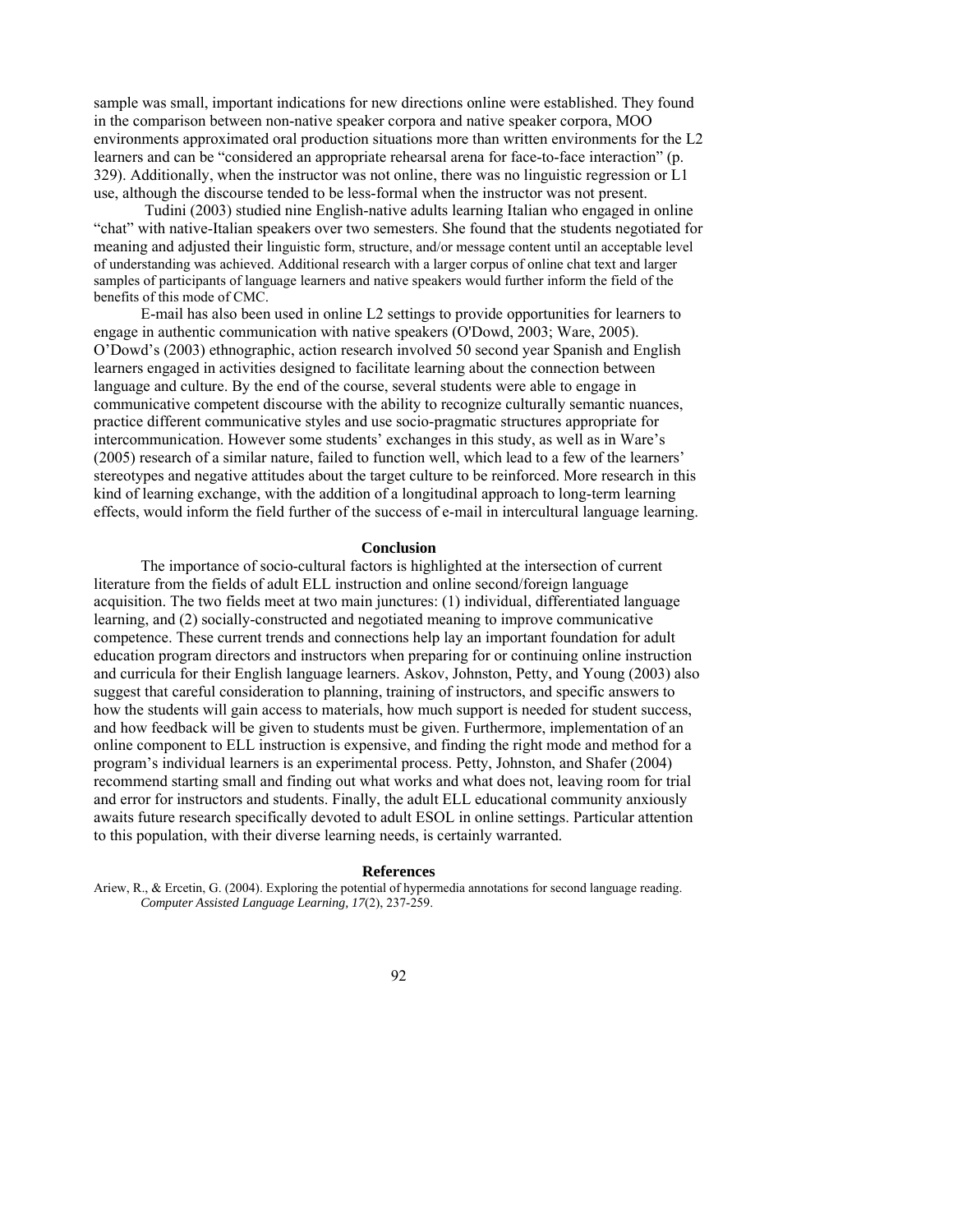sample was small, important indications for new directions online were established. They found in the comparison between non-native speaker corpora and native speaker corpora, MOO environments approximated oral production situations more than written environments for the L2 learners and can be "considered an appropriate rehearsal arena for face-to-face interaction" (p. 329). Additionally, when the instructor was not online, there was no linguistic regression or L1 use, although the discourse tended to be less-formal when the instructor was not present.

Tudini (2003) studied nine English-native adults learning Italian who engaged in online "chat" with native-Italian speakers over two semesters. She found that the students negotiated for meaning and adjusted their linguistic form, structure, and/or message content until an acceptable level of understanding was achieved. Additional research with a larger corpus of online chat text and larger samples of participants of language learners and native speakers would further inform the field of the benefits of this mode of CMC.

E-mail has also been used in online L2 settings to provide opportunities for learners to engage in authentic communication with native speakers (O'Dowd, 2003; Ware, 2005). O'Dowd's (2003) ethnographic, action research involved 50 second year Spanish and English learners engaged in activities designed to facilitate learning about the connection between language and culture. By the end of the course, several students were able to engage in communicative competent discourse with the ability to recognize culturally semantic nuances, practice different communicative styles and use socio-pragmatic structures appropriate for intercommunication. However some students' exchanges in this study, as well as in Ware's (2005) research of a similar nature, failed to function well, which lead to a few of the learners' stereotypes and negative attitudes about the target culture to be reinforced. More research in this kind of learning exchange, with the addition of a longitudinal approach to long-term learning effects, would inform the field further of the success of e-mail in intercultural language learning.

## Conclusion

The importance of socio-cultural factors is highlighted at the intersection of current literature from the fields of adult ELL instruction and online second/foreign language acquisition. The two fields meet at two main junctures: (1) individual, differentiated language learning, and (2) socially-constructed and negotiated meaning to improve communicative competence. These current trends and connections help lay an important foundation for adult education program directors and instructors when preparing for or continuing online instruction and curricula for their English language learners. Askov, Johnston, Petty, and Young (2003) also suggest that careful consideration to planning, training of instructors, and specific answers to how the students will gain access to materials, how much support is needed for student success, and how feedback will be given to students must be given. Furthermore, implementation of an online component to ELL instruction is expensive, and finding the right mode and method for a program's individual learners is an experimental process. Petty, Johnston, and Shafer (2004) recommend starting small and finding out what works and what does not, leaving room for trial and error for instructors and students. Finally, the adult ELL educational community anxiously awaits future research specifically devoted to adult ESOL in online settings. Particular attention to this population, with their diverse learning needs, is certainly warranted.

## References

Ariew, R., & Ercetin, G. (2004). Exploring the potential of hypermedia annotations for second language reading. *Computer Assisted Language Learning, 17*(2), 237-259.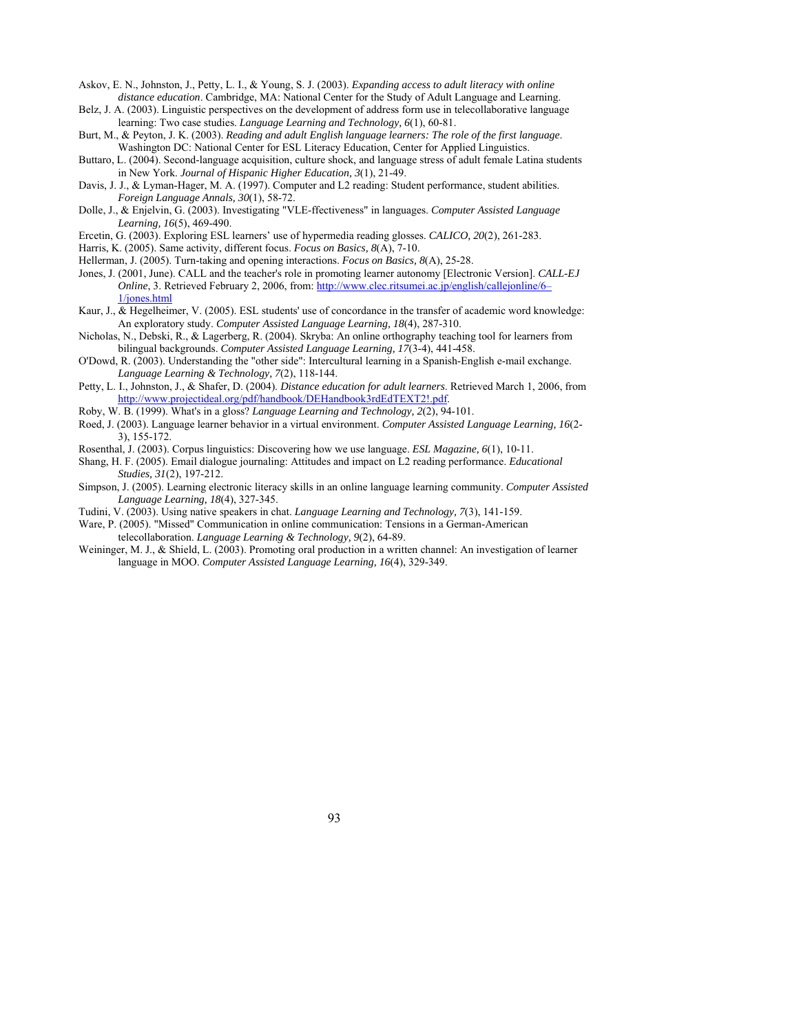Askov, E. N., Johnston, J., Petty, L. I., & Young, S. J. (2003). *Expanding access to adult literacy with online distance education*. Cambridge, MA: National Center for the Study of Adult Language and Learning.

Belz, J. A. (2003). Linguistic perspectives on the development of address form use in telecollaborative language learning: Two case studies. *Language Learning and Technology, 6*(1), 60-81.

Burt, M., & Peyton, J. K. (2003). *Reading and adult English language learners: The role of the first language*. Washington DC: National Center for ESL Literacy Education, Center for Applied Linguistics.

Buttaro, L. (2004). Second-language acquisition, culture shock, and language stress of adult female Latina students in New York. *Journal of Hispanic Higher Education, 3*(1), 21-49.

Davis, J. J., & Lyman-Hager, M. A. (1997). Computer and L2 reading: Student performance, student abilities. *Foreign Language Annals, 30*(1), 58-72.

Dolle, J., & Enjelvin, G. (2003). Investigating "VLE-ffectiveness" in languages. *Computer Assisted Language Learning, 16*(5), 469-490.

Ercetin, G. (2003). Exploring ESL learners' use of hypermedia reading glosses. *CALICO, 20*(2), 261-283.

Harris, K. (2005). Same activity, different focus. *Focus on Basics, 8*(A), 7-10.

Hellerman, J. (2005). Turn-taking and opening interactions. *Focus on Basics, 8*(A), 25-28.

Jones, J. (2001, June). CALL and the teacher's role in promoting learner autonomy [Electronic Version]. *CALL-EJ Online*, 3. Retrieved February 2, 2006, from: http://www.clec.ritsumei.ac.jp/english/callejonline/6–1/jones.html

Kaur, J., & Hegelheimer, V. (2005). ESL students' use of concordance in the transfer of academic word knowledge: An exploratory study. *Computer Assisted Language Learning, 18*(4), 287-310.

Nicholas, N., Debski, R., & Lagerberg, R. (2004). Skryba: An online orthography teaching tool for learners from bilingual backgrounds. *Computer Assisted Language Learning, 17*(3-4), 441-458.

O'Dowd, R. (2003). Understanding the "other side": Intercultural learning in a Spanish-English e-mail exchange. *Language Learning & Technology, 7*(2), 118-144.

Petty, L. I., Johnston, J., & Shafer, D. (2004). *Distance education for adult learners*. Retrieved March 1, 2006, from http://www.projectideal.org/pdf/handbook/DEHandbook3rdEdTEXT2!.pdf.

Roby, W. B. (1999). What's in a gloss? *Language Learning and Technology, 2*(2), 94-101.

Roed, J. (2003). Language learner behavior in a virtual environment. *Computer Assisted Language Learning, 16*(2-3), 155-172.

Rosenthal, J. (2003). Corpus linguistics: Discovering how we use language. *ESL Magazine, 6*(1), 10-11.

Shang, H. F. (2005). Email dialogue journaling: Attitudes and impact on L2 reading performance. *Educational Studies, 31*(2), 197-212.

Simpson, J. (2005). Learning electronic literacy skills in an online language learning community. *Computer Assisted Language Learning, 18*(4), 327-345.

Tudini, V. (2003). Using native speakers in chat. *Language Learning and Technology, 7*(3), 141-159.

Ware, P. (2005). "Missed" Communication in online communication: Tensions in a German-American telecollaboration. *Language Learning & Technology, 9*(2), 64-89.

Weininger, M. J., & Shield, L. (2003). Promoting oral production in a written channel: An investigation of learner language in MOO. *Computer Assisted Language Learning, 16*(4), 329-349.